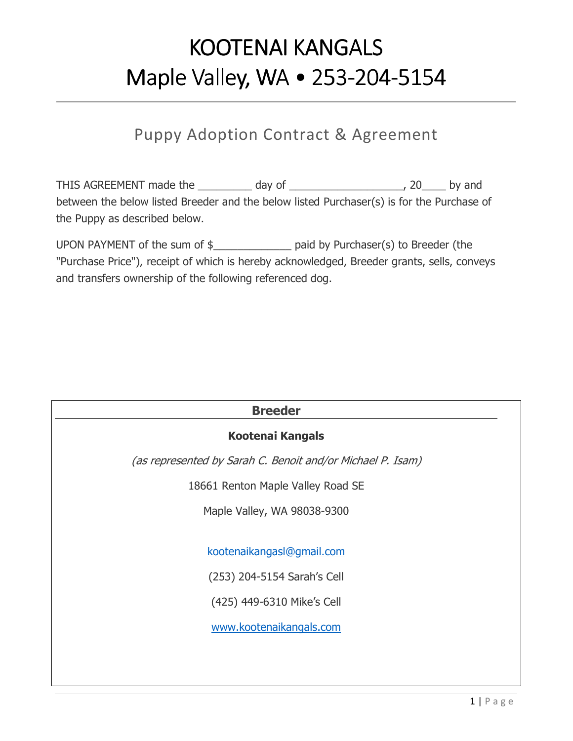# KOOTENAI KANGALS
# Maple Valley, WA • 253-204-5154

---

## Puppy Adoption Contract & Agreement

THIS AGREEMENT made the _________ day of ___________________, 20____ by and between the below listed Breeder and the below listed Purchaser(s) is for the Purchase of the Puppy as described below.

UPON PAYMENT of the sum of $_____________ paid by Purchaser(s) to Breeder (the "Purchase Price"), receipt of which is hereby acknowledged, Breeder grants, sells, conveys and transfers ownership of the following referenced dog.

| **Breeder** |
|---|
| **Kootenai Kangals** |
| *(as represented by Sarah C. Benoit and/or Michael P. Isam)* |
| 18661 Renton Maple Valley Road SE |
| Maple Valley, WA 98038-9300 |
| kootenaikangasl@gmail.com |
| (253) 204-5154 Sarah's Cell |
| (425) 449-6310 Mike's Cell |
| www.kootenaikangals.com |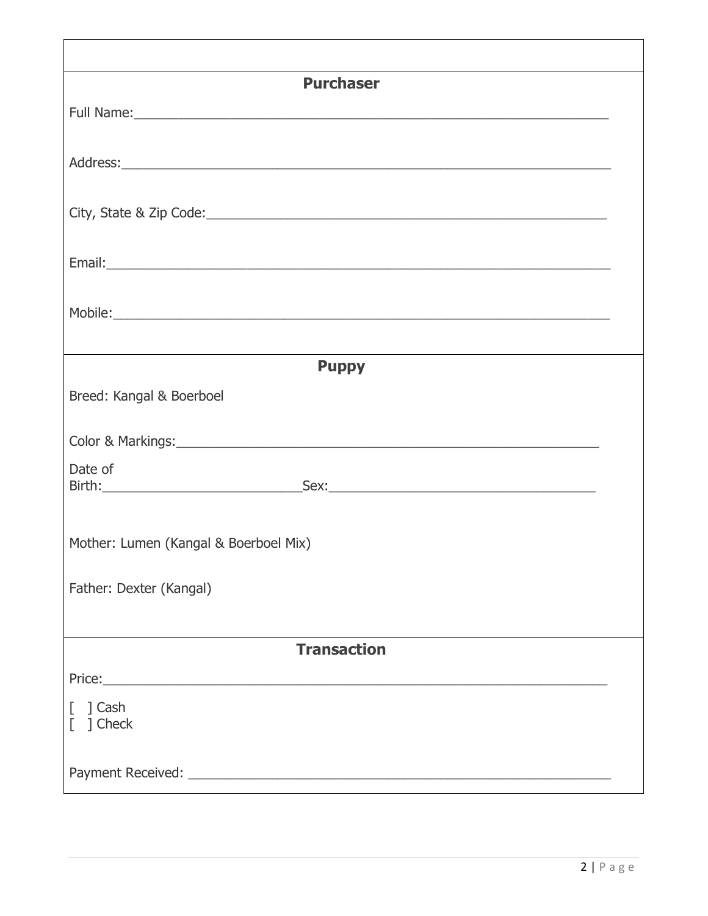## Purchaser

Full Name:_______________________________________________________________

Address:_________________________________________________________________

City, State & Zip Code:_________________________________________________

Email:___________________________________________________________________

Mobile:__________________________________________________________________

## Puppy

Breed: Kangal & Boerboel

Color & Markings:_______________________________________________________

Date of Birth:__________________________Sex:_____________________________________

Mother: Lumen (Kangal & Boerboel Mix)

Father: Dexter (Kangal)

## Transaction

Price:___________________________________________________________________

[ ] Cash
[ ] Check

Payment Received: _______________________________________________________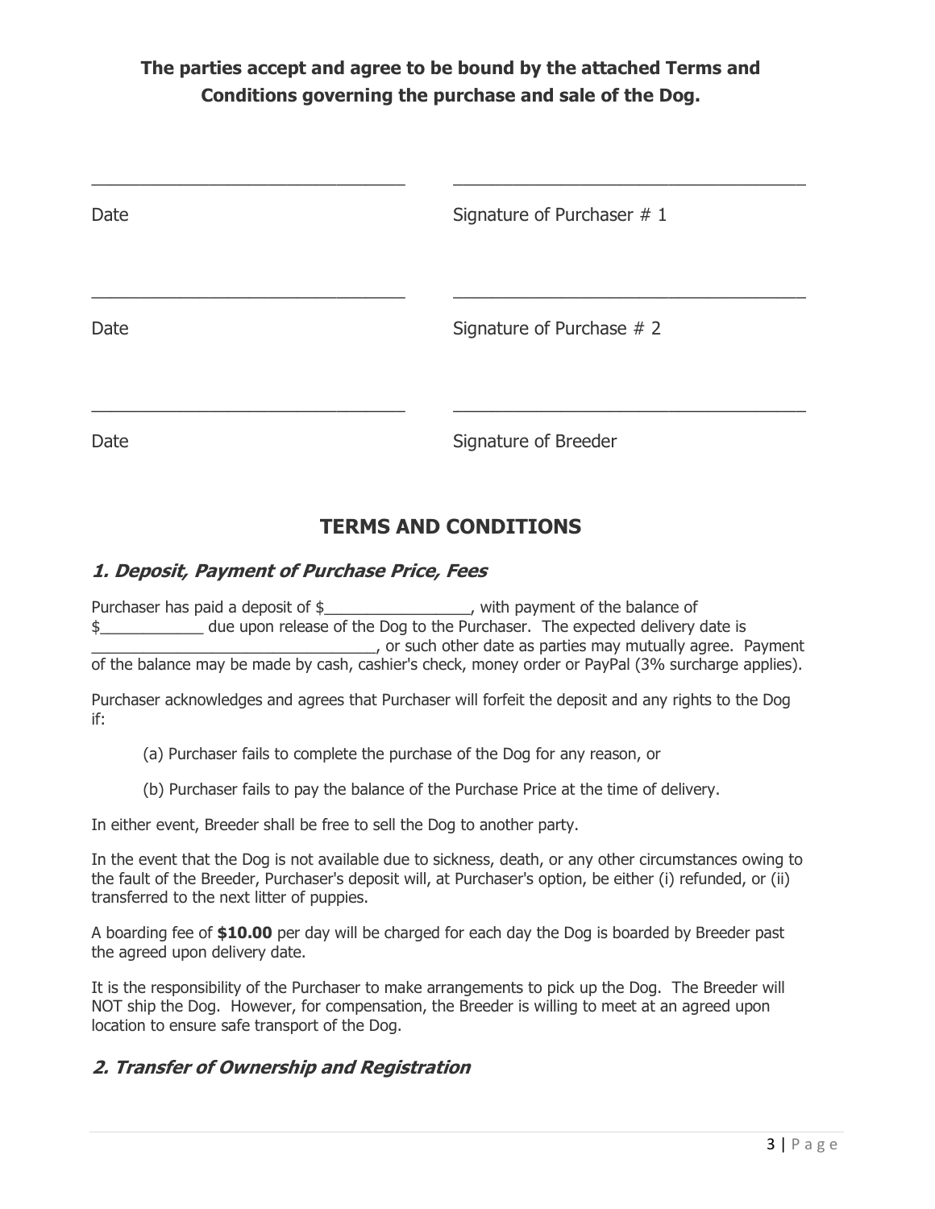**The parties accept and agree to be bound by the attached Terms and Conditions governing the purchase and sale of the Dog.**

| | |
|---|---|
| ______________________________ | ______________________________ |
| Date | Signature of Purchaser # 1 |
| ______________________________ | ______________________________ |
| Date | Signature of Purchase # 2 |
| ______________________________ | ______________________________ |
| Date | Signature of Breeder |

## TERMS AND CONDITIONS

### *1. Deposit, Payment of Purchase Price, Fees*

Purchaser has paid a deposit of $_________________, with payment of the balance of $____________ due upon release of the Dog to the Purchaser. The expected delivery date is _________________________________, or such other date as parties may mutually agree. Payment of the balance may be made by cash, cashier's check, money order or PayPal (3% surcharge applies).

Purchaser acknowledges and agrees that Purchaser will forfeit the deposit and any rights to the Dog if:

(a) Purchaser fails to complete the purchase of the Dog for any reason, or

(b) Purchaser fails to pay the balance of the Purchase Price at the time of delivery.

In either event, Breeder shall be free to sell the Dog to another party.

In the event that the Dog is not available due to sickness, death, or any other circumstances owing to the fault of the Breeder, Purchaser's deposit will, at Purchaser's option, be either (i) refunded, or (ii) transferred to the next litter of puppies.

A boarding fee of **$10.00** per day will be charged for each day the Dog is boarded by Breeder past the agreed upon delivery date.

It is the responsibility of the Purchaser to make arrangements to pick up the Dog. The Breeder will NOT ship the Dog. However, for compensation, the Breeder is willing to meet at an agreed upon location to ensure safe transport of the Dog.

### *2. Transfer of Ownership and Registration*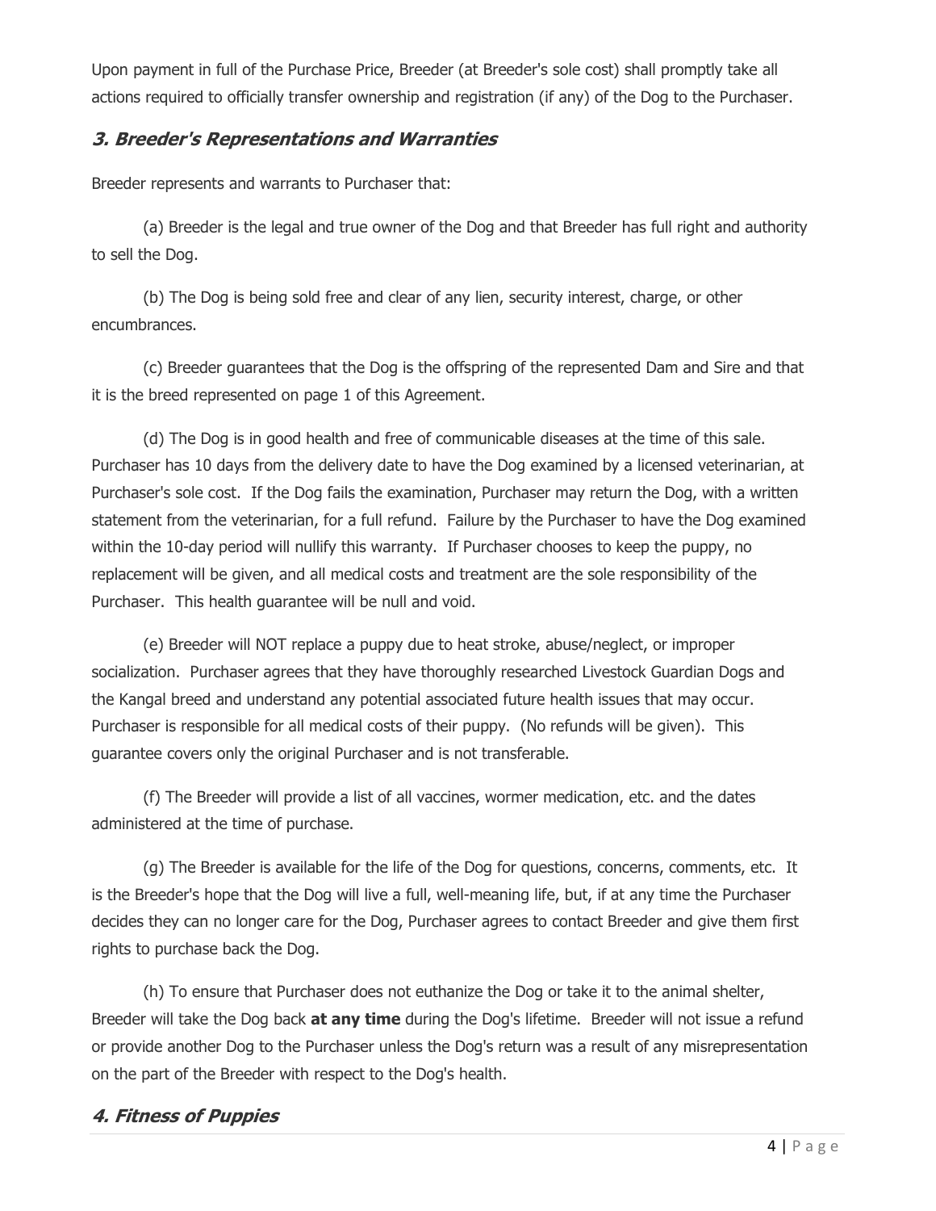Upon payment in full of the Purchase Price, Breeder (at Breeder's sole cost) shall promptly take all actions required to officially transfer ownership and registration (if any) of the Dog to the Purchaser.

## ***3. Breeder's Representations and Warranties***

Breeder represents and warrants to Purchaser that:

(a) Breeder is the legal and true owner of the Dog and that Breeder has full right and authority to sell the Dog.

(b) The Dog is being sold free and clear of any lien, security interest, charge, or other encumbrances.

(c) Breeder guarantees that the Dog is the offspring of the represented Dam and Sire and that it is the breed represented on page 1 of this Agreement.

(d) The Dog is in good health and free of communicable diseases at the time of this sale. Purchaser has 10 days from the delivery date to have the Dog examined by a licensed veterinarian, at Purchaser's sole cost. If the Dog fails the examination, Purchaser may return the Dog, with a written statement from the veterinarian, for a full refund. Failure by the Purchaser to have the Dog examined within the 10-day period will nullify this warranty. If Purchaser chooses to keep the puppy, no replacement will be given, and all medical costs and treatment are the sole responsibility of the Purchaser. This health guarantee will be null and void.

(e) Breeder will NOT replace a puppy due to heat stroke, abuse/neglect, or improper socialization. Purchaser agrees that they have thoroughly researched Livestock Guardian Dogs and the Kangal breed and understand any potential associated future health issues that may occur. Purchaser is responsible for all medical costs of their puppy. (No refunds will be given). This guarantee covers only the original Purchaser and is not transferable.

(f) The Breeder will provide a list of all vaccines, wormer medication, etc. and the dates administered at the time of purchase.

(g) The Breeder is available for the life of the Dog for questions, concerns, comments, etc. It is the Breeder's hope that the Dog will live a full, well-meaning life, but, if at any time the Purchaser decides they can no longer care for the Dog, Purchaser agrees to contact Breeder and give them first rights to purchase back the Dog.

(h) To ensure that Purchaser does not euthanize the Dog or take it to the animal shelter, Breeder will take the Dog back **at any time** during the Dog's lifetime. Breeder will not issue a refund or provide another Dog to the Purchaser unless the Dog's return was a result of any misrepresentation on the part of the Breeder with respect to the Dog's health.

## ***4. Fitness of Puppies***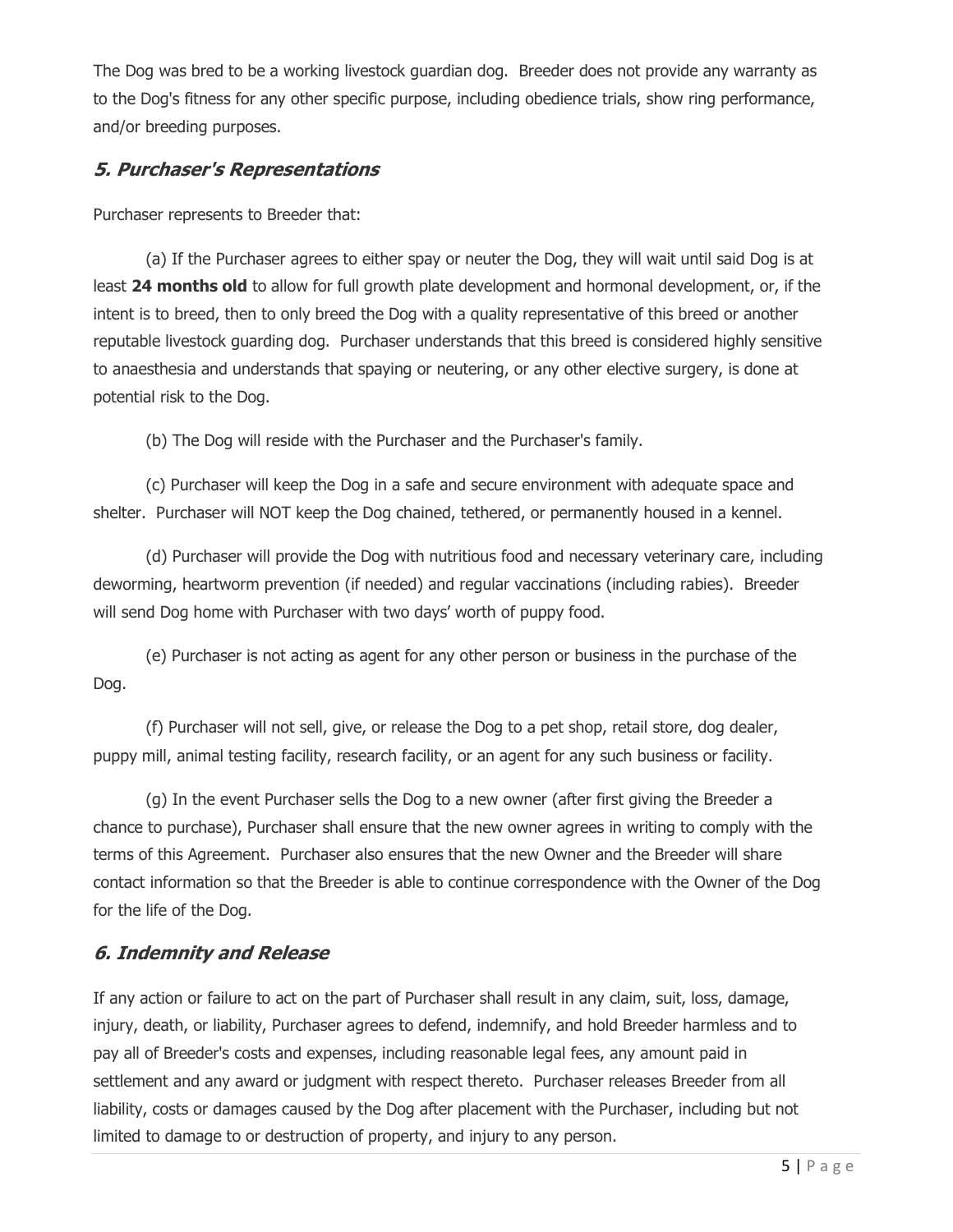The Dog was bred to be a working livestock guardian dog. Breeder does not provide any warranty as to the Dog's fitness for any other specific purpose, including obedience trials, show ring performance, and/or breeding purposes.

## ***5. Purchaser's Representations***

Purchaser represents to Breeder that:

(a) If the Purchaser agrees to either spay or neuter the Dog, they will wait until said Dog is at least **24 months old** to allow for full growth plate development and hormonal development, or, if the intent is to breed, then to only breed the Dog with a quality representative of this breed or another reputable livestock guarding dog. Purchaser understands that this breed is considered highly sensitive to anaesthesia and understands that spaying or neutering, or any other elective surgery, is done at potential risk to the Dog.

(b) The Dog will reside with the Purchaser and the Purchaser's family.

(c) Purchaser will keep the Dog in a safe and secure environment with adequate space and shelter. Purchaser will NOT keep the Dog chained, tethered, or permanently housed in a kennel.

(d) Purchaser will provide the Dog with nutritious food and necessary veterinary care, including deworming, heartworm prevention (if needed) and regular vaccinations (including rabies). Breeder will send Dog home with Purchaser with two days' worth of puppy food.

(e) Purchaser is not acting as agent for any other person or business in the purchase of the Dog.

(f) Purchaser will not sell, give, or release the Dog to a pet shop, retail store, dog dealer, puppy mill, animal testing facility, research facility, or an agent for any such business or facility.

(g) In the event Purchaser sells the Dog to a new owner (after first giving the Breeder a chance to purchase), Purchaser shall ensure that the new owner agrees in writing to comply with the terms of this Agreement. Purchaser also ensures that the new Owner and the Breeder will share contact information so that the Breeder is able to continue correspondence with the Owner of the Dog for the life of the Dog.

## ***6. Indemnity and Release***

If any action or failure to act on the part of Purchaser shall result in any claim, suit, loss, damage, injury, death, or liability, Purchaser agrees to defend, indemnify, and hold Breeder harmless and to pay all of Breeder's costs and expenses, including reasonable legal fees, any amount paid in settlement and any award or judgment with respect thereto. Purchaser releases Breeder from all liability, costs or damages caused by the Dog after placement with the Purchaser, including but not limited to damage to or destruction of property, and injury to any person.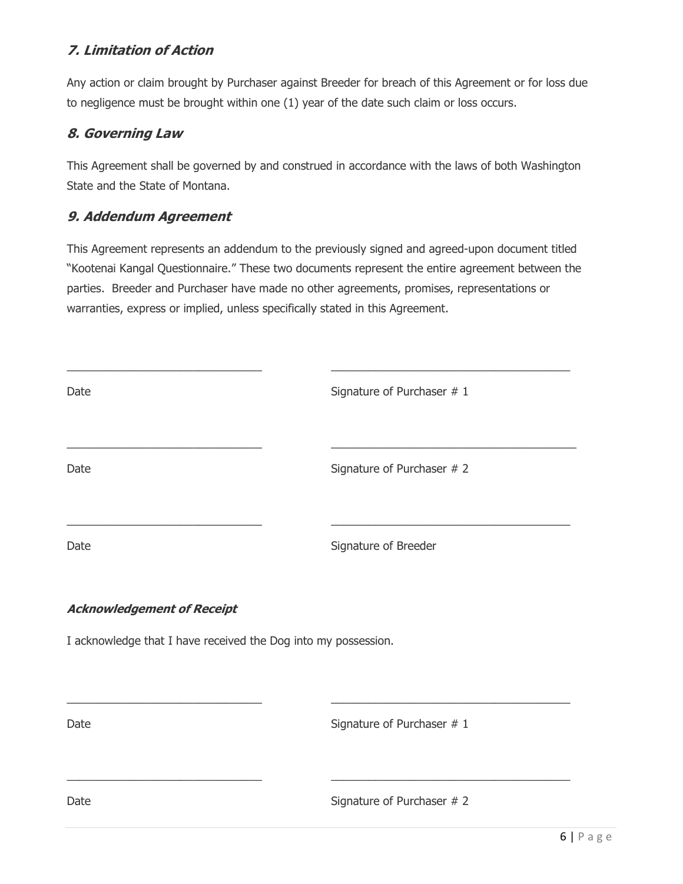### *7. Limitation of Action*

Any action or claim brought by Purchaser against Breeder for breach of this Agreement or for loss due to negligence must be brought within one (1) year of the date such claim or loss occurs.

### *8. Governing Law*

This Agreement shall be governed by and construed in accordance with the laws of both Washington State and the State of Montana.

### *9. Addendum Agreement*

This Agreement represents an addendum to the previously signed and agreed-upon document titled "Kootenai Kangal Questionnaire." These two documents represent the entire agreement between the parties. Breeder and Purchaser have made no other agreements, promises, representations or warranties, express or implied, unless specifically stated in this Agreement.

| | |
|---|---|
| ______________________________ | ______________________________________ |
| Date | Signature of Purchaser # 1 |
| ______________________________ | ______________________________________ |
| Date | Signature of Purchaser # 2 |
| ______________________________ | ______________________________________ |
| Date | Signature of Breeder |

***Acknowledgement of Receipt***

I acknowledge that I have received the Dog into my possession.

| | |
|---|---|
| ______________________________ | ______________________________________ |
| Date | Signature of Purchaser # 1 |
| ______________________________ | ______________________________________ |
| Date | Signature of Purchaser # 2 |